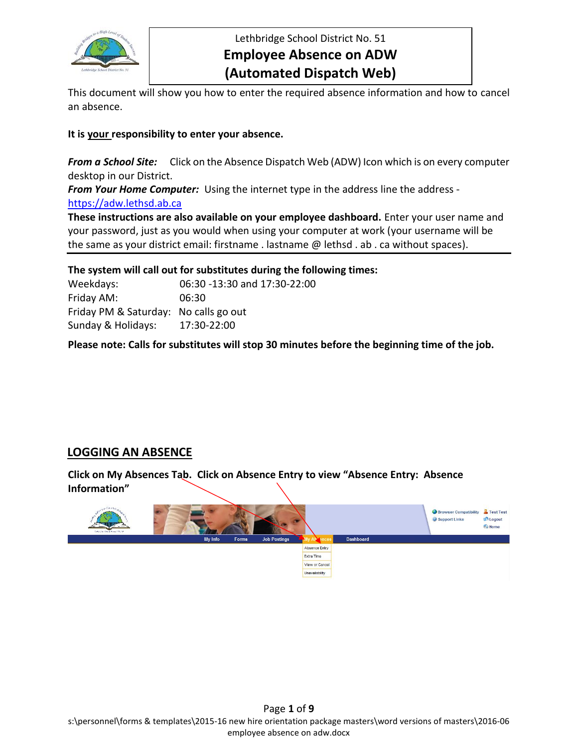Lethbridge School District No. 51

# Employee Absence on ADW (Automated Dispatch Web)

This document will show you how to enter the required absence information and how to cancel an absence.

**It is your responsibility to enter your absence.**

***From a School Site:*** Click on the Absence Dispatch Web (ADW) Icon which is on every computer desktop in our District.

***From Your Home Computer:*** Using the internet type in the address line the address - https://adw.lethsd.ab.ca

**These instructions are also available on your employee dashboard.** Enter your user name and your password, just as you would when using your computer at work (your username will be the same as your district email: firstname . lastname @ lethsd . ab . ca without spaces).

---

**The system will call out for substitutes during the following times:**

| | |
|---|---|
| Weekdays: | 06:30 -13:30 and 17:30-22:00 |
| Friday AM: | 06:30 |
| Friday PM & Saturday: | No calls go out |
| Sunday & Holidays: | 17:30-22:00 |

**Please note: Calls for substitutes will stop 30 minutes before the beginning time of the job.**

## LOGGING AN ABSENCE

**Click on My Absences Tab. Click on Absence Entry to view "Absence Entry: Absence Information"**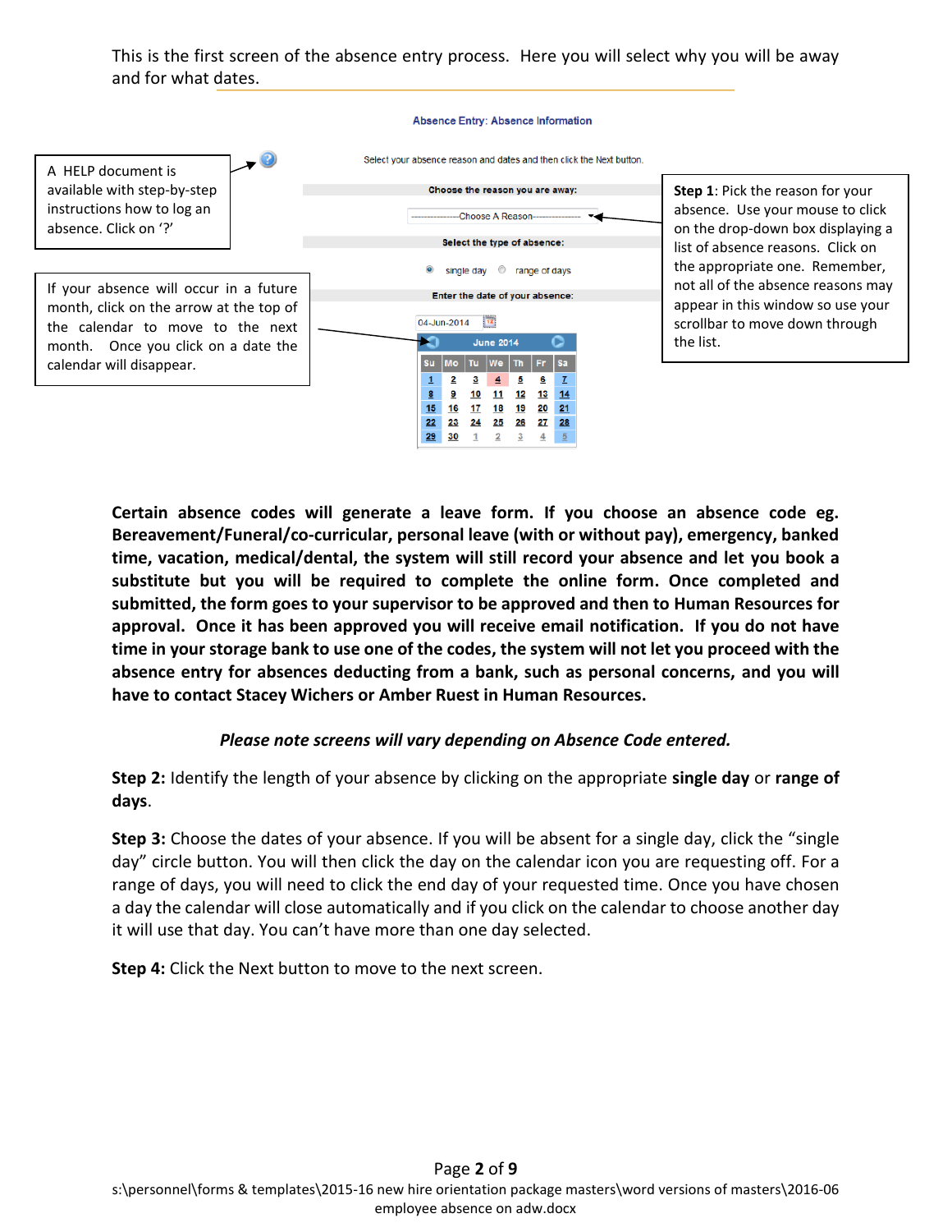This is the first screen of the absence entry process. Here you will select why you will be away and for what dates.

A HELP document is available with step-by-step instructions how to log an absence. Click on '?'

If your absence will occur in a future month, click on the arrow at the top of the calendar to move to the next month. Once you click on a date the calendar will disappear.

Absence Entry: Absence Information

Select your absence reason and dates and then click the Next button.

Choose the reason you are away:

-------------Choose A Reason-------------

Select the type of absence:

single day   range of days

Enter the date of your absence:

04-Jun-2014

June 2014

| Su | Mo | Tu | We | Th | Fr | Sa |
|---|---|---|---|---|---|---|
| 1 | 2 | 3 | 4 | 5 | 6 | 7 |
| 8 | 9 | 10 | 11 | 12 | 13 | 14 |
| 15 | 16 | 17 | 18 | 19 | 20 | 21 |
| 22 | 23 | 24 | 25 | 26 | 27 | 28 |
| 29 | 30 | 1 | 2 | 3 | 4 | 5 |

**Step 1**: Pick the reason for your absence. Use your mouse to click on the drop-down box displaying a list of absence reasons. Click on the appropriate one. Remember, not all of the absence reasons may appear in this window so use your scrollbar to move down through the list.

**Certain absence codes will generate a leave form. If you choose an absence code eg. Bereavement/Funeral/co-curricular, personal leave (with or without pay), emergency, banked time, vacation, medical/dental, the system will still record your absence and let you book a substitute but you will be required to complete the online form. Once completed and submitted, the form goes to your supervisor to be approved and then to Human Resources for approval. Once it has been approved you will receive email notification. If you do not have time in your storage bank to use one of the codes, the system will not let you proceed with the absence entry for absences deducting from a bank, such as personal concerns, and you will have to contact Stacey Wichers or Amber Ruest in Human Resources.**

***Please note screens will vary depending on Absence Code entered.***

**Step 2:** Identify the length of your absence by clicking on the appropriate **single day** or **range of days**.

**Step 3:** Choose the dates of your absence. If you will be absent for a single day, click the "single day" circle button. You will then click the day on the calendar icon you are requesting off. For a range of days, you will need to click the end day of your requested time. Once you have chosen a day the calendar will close automatically and if you click on the calendar to choose another day it will use that day. You can't have more than one day selected.

**Step 4:** Click the Next button to move to the next screen.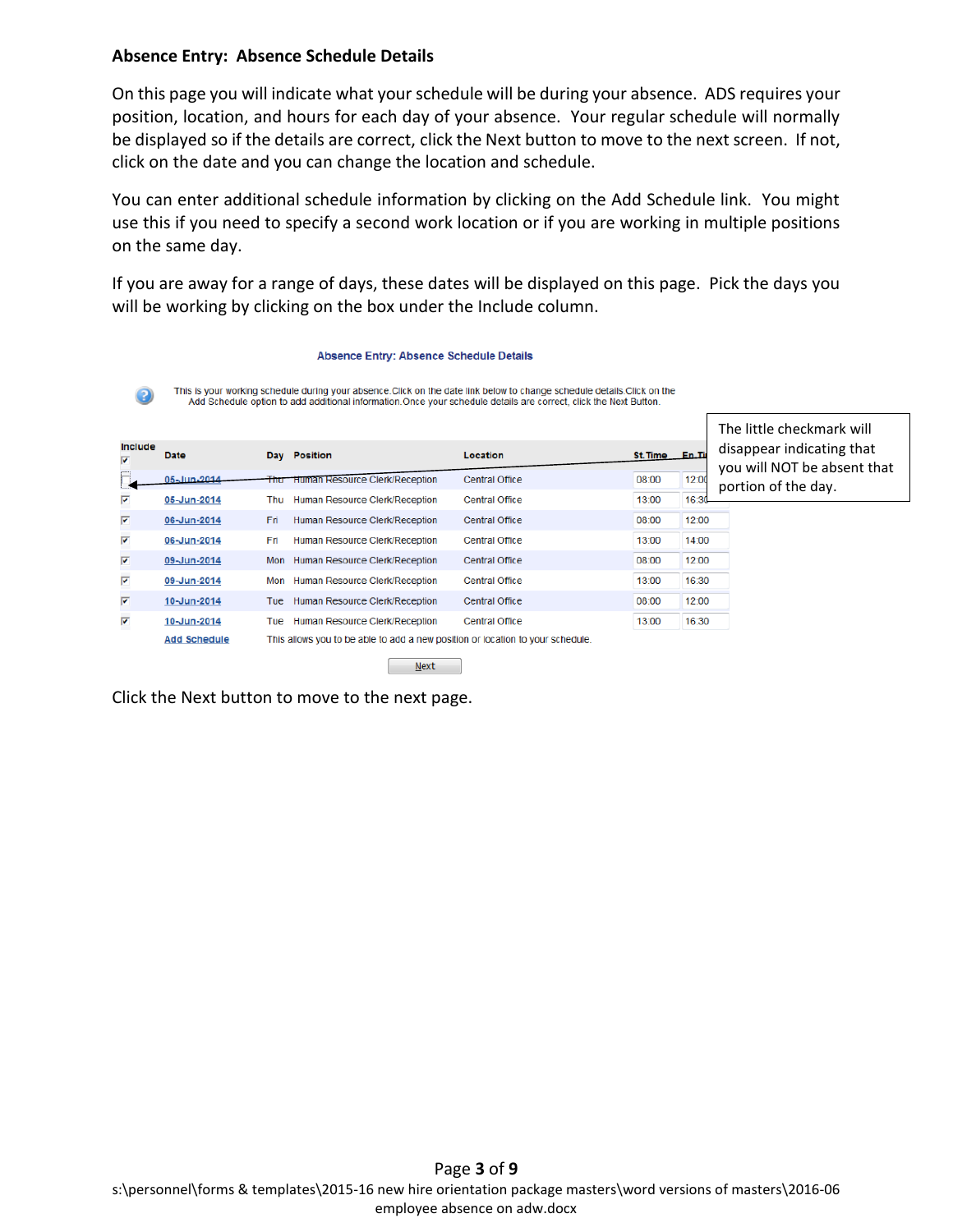**Absence Entry: Absence Schedule Details**

On this page you will indicate what your schedule will be during your absence. ADS requires your position, location, and hours for each day of your absence. Your regular schedule will normally be displayed so if the details are correct, click the Next button to move to the next screen. If not, click on the date and you can change the location and schedule.

You can enter additional schedule information by clicking on the Add Schedule link. You might use this if you need to specify a second work location or if you are working in multiple positions on the same day.

If you are away for a range of days, these dates will be displayed on this page. Pick the days you will be working by clicking on the box under the Include column.

Absence Entry: Absence Schedule Details

This is your working schedule during your absence.Click on the date link below to change schedule details.Click on the Add Schedule option to add additional information.Once your schedule details are correct, click the Next Button.

| Include | Date | Day | Position | Location | St.Time | En.Ti |
|---|---|---|---|---|---|---|
| ☐ | 05-Jun-2014 | Thu | Human Resource Clerk/Reception | Central Office | 08:00 | 12:00 |
| ☑ | 05-Jun-2014 | Thu | Human Resource Clerk/Reception | Central Office | 13:00 | 16:30 |
| ☑ | 06-Jun-2014 | Fri | Human Resource Clerk/Reception | Central Office | 08:00 | 12:00 |
| ☑ | 06-Jun-2014 | Fri | Human Resource Clerk/Reception | Central Office | 13:00 | 14:00 |
| ☑ | 09-Jun-2014 | Mon | Human Resource Clerk/Reception | Central Office | 08:00 | 12:00 |
| ☑ | 09-Jun-2014 | Mon | Human Resource Clerk/Reception | Central Office | 13:00 | 16:30 |
| ☑ | 10-Jun-2014 | Tue | Human Resource Clerk/Reception | Central Office | 08:00 | 12:00 |
| ☑ | 10-Jun-2014 | Tue | Human Resource Clerk/Reception | Central Office | 13:00 | 16:30 |
| | Add Schedule | This allows you to be able to add a new position or location to your schedule. | | | | |

The little checkmark will disappear indicating that you will NOT be absent that portion of the day.

Next

Click the Next button to move to the next page.

s:\personnel\forms & templates\2015-16 new hire orientation package masters\word versions of masters\2016-06 employee absence on adw.docx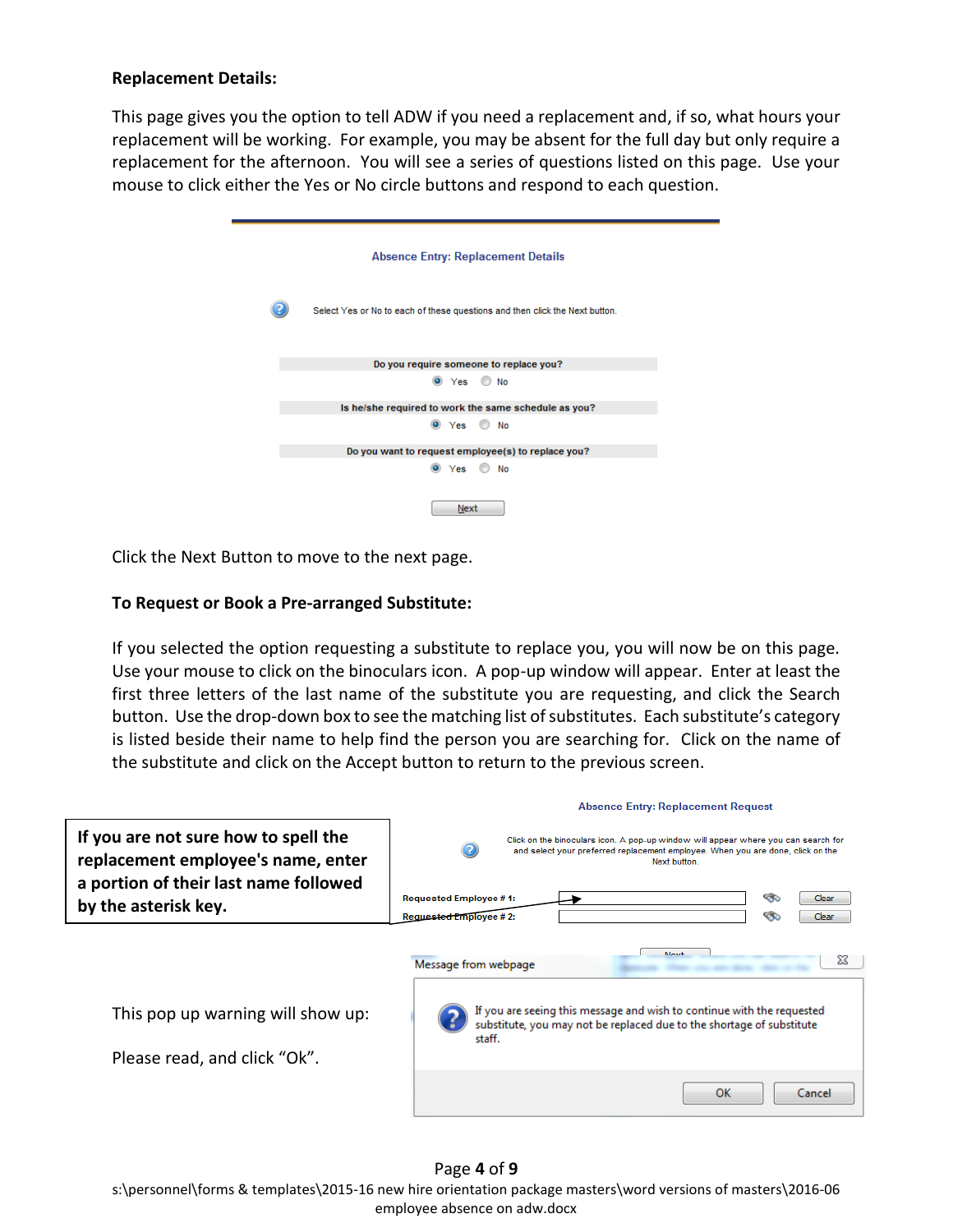**Replacement Details:**

This page gives you the option to tell ADW if you need a replacement and, if so, what hours your replacement will be working. For example, you may be absent for the full day but only require a replacement for the afternoon. You will see a series of questions listed on this page. Use your mouse to click either the Yes or No circle buttons and respond to each question.

Absence Entry: Replacement Details

Select Yes or No to each of these questions and then click the Next button.

Do you require someone to replace you?
Yes No

Is he/she required to work the same schedule as you?
Yes No

Do you want to request employee(s) to replace you?
Yes No

Next

Click the Next Button to move to the next page.

**To Request or Book a Pre-arranged Substitute:**

If you selected the option requesting a substitute to replace you, you will now be on this page. Use your mouse to click on the binoculars icon. A pop-up window will appear. Enter at least the first three letters of the last name of the substitute you are requesting, and click the Search button. Use the drop-down box to see the matching list of substitutes. Each substitute's category is listed beside their name to help find the person you are searching for. Click on the name of the substitute and click on the Accept button to return to the previous screen.

**If you are not sure how to spell the replacement employee's name, enter a portion of their last name followed by the asterisk key.**

Absence Entry: Replacement Request

Click on the binoculars icon. A pop-up window will appear where you can search for and select your preferred replacement employee. When you are done, click on the Next button.

Requested Employee # 1: Clear
Requested Employee # 2: Clear

This pop up warning will show up:

Please read, and click "Ok".

Message from webpage

If you are seeing this message and wish to continue with the requested substitute, you may not be replaced due to the shortage of substitute staff.

OK Cancel

s:\personnel\forms & templates\2015-16 new hire orientation package masters\word versions of masters\2016-06 employee absence on adw.docx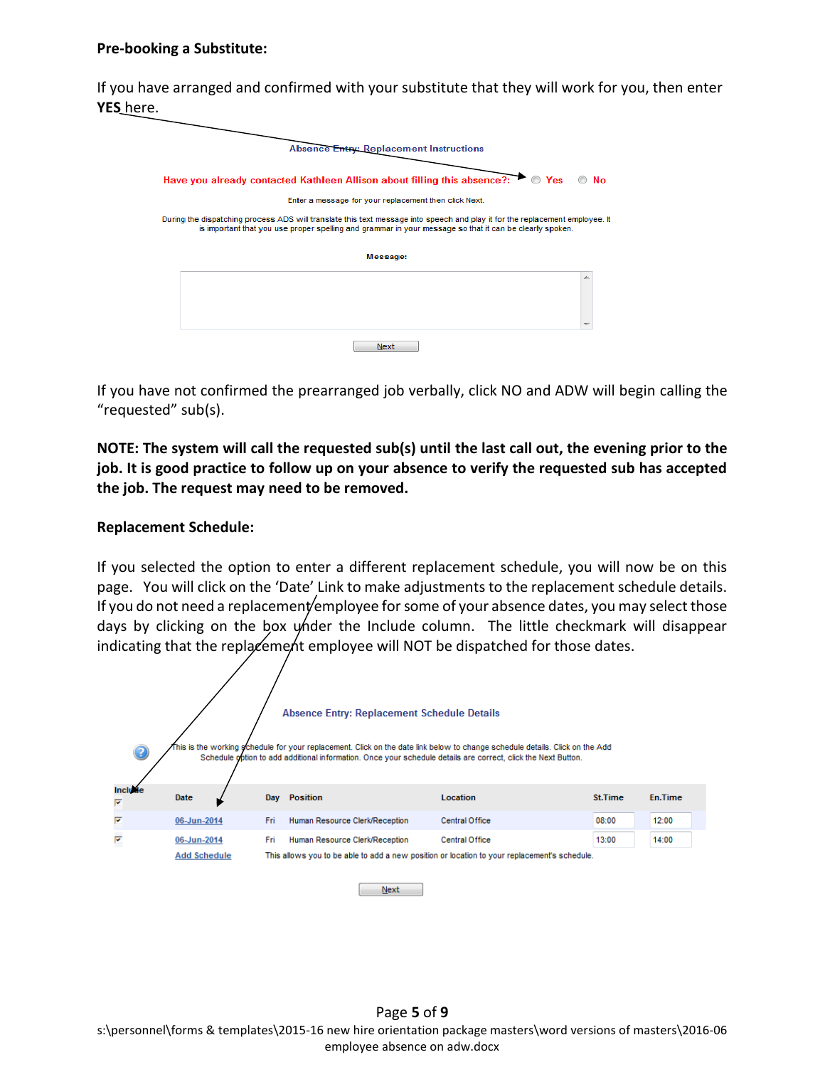**Pre-booking a Substitute:**

If you have arranged and confirmed with your substitute that they will work for you, then enter **YES** here.

Absence Entry: Replacement Instructions

Have you already contacted Kathleen Allison about filling this absence?: ○ Yes ○ No

Enter a message for your replacement then click Next.

During the dispatching process ADS will translate this text message into speech and play it for the replacement employee. It is important that you use proper spelling and grammar in your message so that it can be clearly spoken.

Message:

Next

If you have not confirmed the prearranged job verbally, click NO and ADW will begin calling the "requested" sub(s).

**NOTE: The system will call the requested sub(s) until the last call out, the evening prior to the job. It is good practice to follow up on your absence to verify the requested sub has accepted the job. The request may need to be removed.**

**Replacement Schedule:**

If you selected the option to enter a different replacement schedule, you will now be on this page. You will click on the 'Date' Link to make adjustments to the replacement schedule details. If you do not need a replacement employee for some of your absence dates, you may select those days by clicking on the box under the Include column. The little checkmark will disappear indicating that the replacement employee will NOT be dispatched for those dates.

Absence Entry: Replacement Schedule Details

This is the working schedule for your replacement. Click on the date link below to change schedule details. Click on the Add Schedule option to add additional information. Once your schedule details are correct, click the Next Button.

| Include | Date | Day | Position | Location | St.Time | En.Time |
|---|---|---|---|---|---|---|
| ☑ | 06-Jun-2014 | Fri | Human Resource Clerk/Reception | Central Office | 08:00 | 12:00 |
| ☑ | 06-Jun-2014 | Fri | Human Resource Clerk/Reception | Central Office | 13:00 | 14:00 |
| | Add Schedule | This allows you to be able to add a new position or location to your replacement's schedule. | | | | |

Next

s:\personnel\forms & templates\2015-16 new hire orientation package masters\word versions of masters\2016-06 employee absence on adw.docx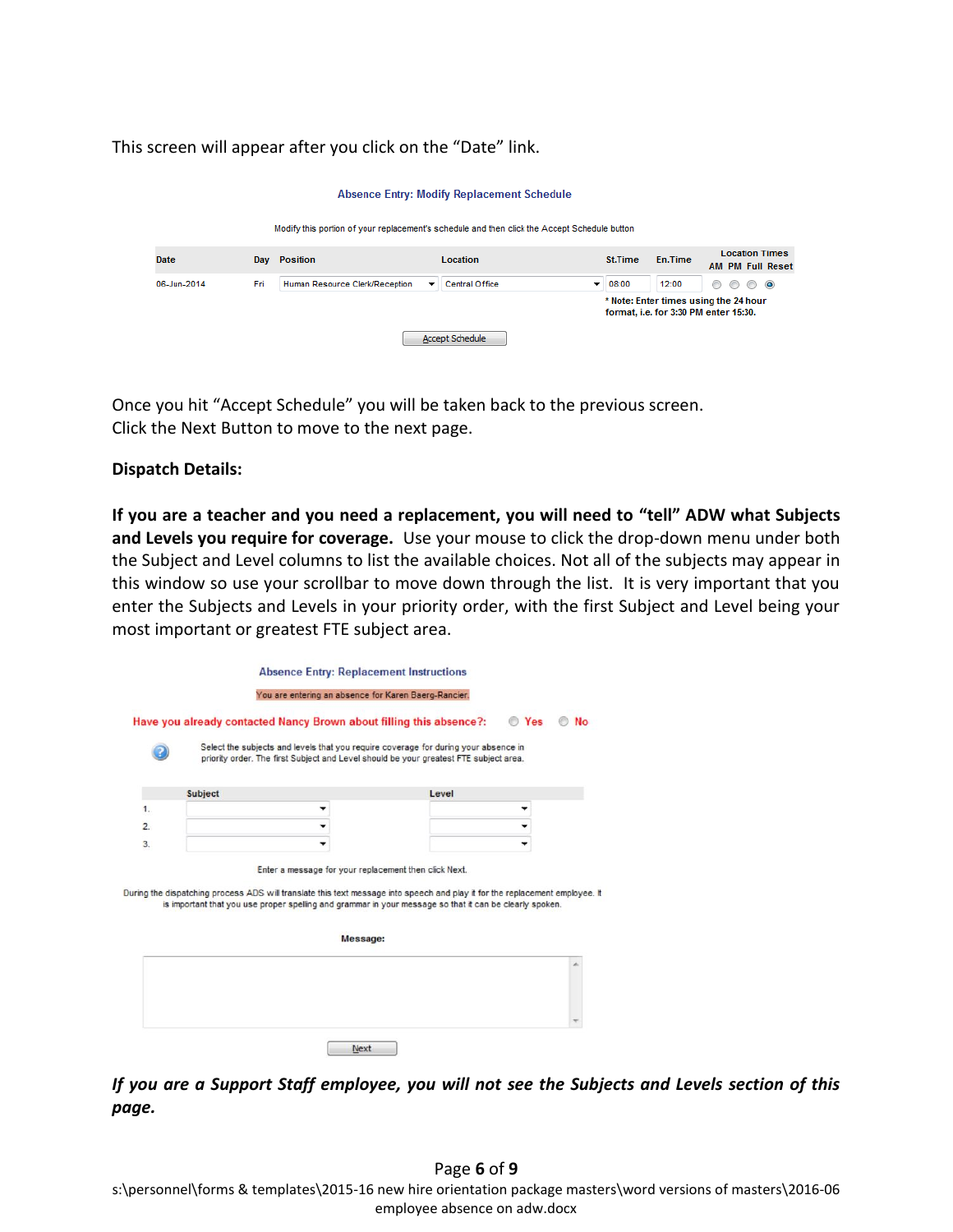This screen will appear after you click on the "Date" link.

**Absence Entry: Modify Replacement Schedule**

Modify this portion of your replacement's schedule and then click the Accept Schedule button

| Date | Day | Position | Location | St.Time | En.Time | Location Times AM PM Full Reset |
|---|---|---|---|---|---|---|
| 06-Jun-2014 | Fri | Human Resource Clerk/Reception | Central Office | 08:00 | 12:00 | |

\* Note: Enter times using the 24 hour format, i.e. for 3:30 PM enter 15:30.

Accept Schedule

Once you hit "Accept Schedule" you will be taken back to the previous screen.
Click the Next Button to move to the next page.

**Dispatch Details:**

**If you are a teacher and you need a replacement, you will need to "tell" ADW what Subjects and Levels you require for coverage.** Use your mouse to click the drop-down menu under both the Subject and Level columns to list the available choices. Not all of the subjects may appear in this window so use your scrollbar to move down through the list. It is very important that you enter the Subjects and Levels in your priority order, with the first Subject and Level being your most important or greatest FTE subject area.

**Absence Entry: Replacement Instructions**

You are entering an absence for Karen Baerg-Rancier.

Have you already contacted Nancy Brown about filling this absence?: Yes No

Select the subjects and levels that you require coverage for during your absence in priority order. The first Subject and Level should be your greatest FTE subject area.

| | Subject | Level |
|---|---|---|
| 1. | | |
| 2. | | |
| 3. | | |

Enter a message for your replacement then click Next.

During the dispatching process ADS will translate this text message into speech and play it for the replacement employee. It is important that you use proper spelling and grammar in your message so that it can be clearly spoken.

**Message:**

Next

***If you are a Support Staff employee, you will not see the Subjects and Levels section of this page.***

s:\personnel\forms & templates\2015-16 new hire orientation package masters\word versions of masters\2016-06 employee absence on adw.docx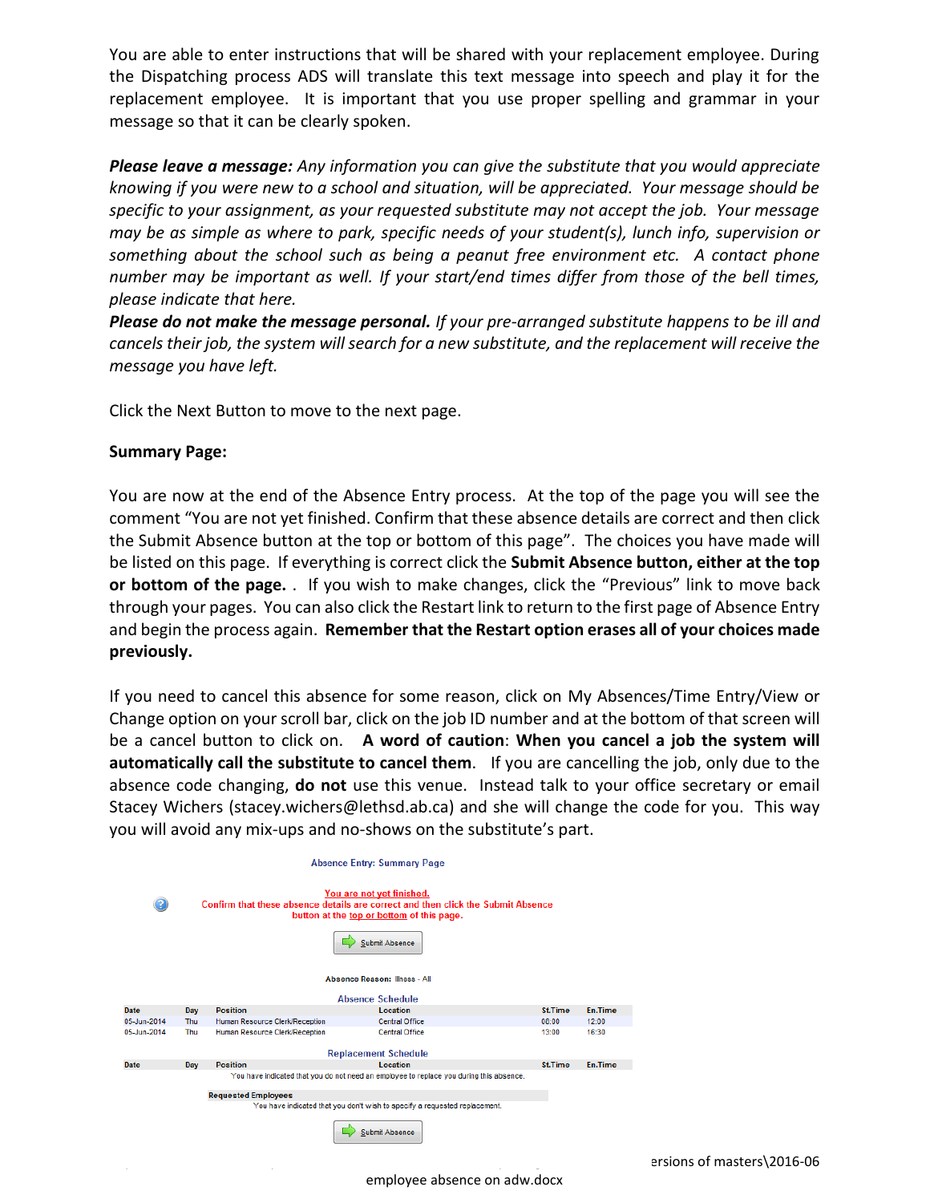You are able to enter instructions that will be shared with your replacement employee. During the Dispatching process ADS will translate this text message into speech and play it for the replacement employee. It is important that you use proper spelling and grammar in your message so that it can be clearly spoken.

***Please leave a message:*** *Any information you can give the substitute that you would appreciate knowing if you were new to a school and situation, will be appreciated. Your message should be specific to your assignment, as your requested substitute may not accept the job. Your message may be as simple as where to park, specific needs of your student(s), lunch info, supervision or something about the school such as being a peanut free environment etc. A contact phone number may be important as well. If your start/end times differ from those of the bell times, please indicate that here.*

***Please do not make the message personal.*** *If your pre-arranged substitute happens to be ill and cancels their job, the system will search for a new substitute, and the replacement will receive the message you have left.*

Click the Next Button to move to the next page.

**Summary Page:**

You are now at the end of the Absence Entry process. At the top of the page you will see the comment "You are not yet finished. Confirm that these absence details are correct and then click the Submit Absence button at the top or bottom of this page". The choices you have made will be listed on this page. If everything is correct click the **Submit Absence button, either at the top or bottom of the page.** . If you wish to make changes, click the "Previous" link to move back through your pages. You can also click the Restart link to return to the first page of Absence Entry and begin the process again. **Remember that the Restart option erases all of your choices made previously.**

If you need to cancel this absence for some reason, click on My Absences/Time Entry/View or Change option on your scroll bar, click on the job ID number and at the bottom of that screen will be a cancel button to click on. **A word of caution**: **When you cancel a job the system will automatically call the substitute to cancel them**. If you are cancelling the job, only due to the absence code changing, **do not** use this venue. Instead talk to your office secretary or email Stacey Wichers (stacey.wichers@lethsd.ab.ca) and she will change the code for you. This way you will avoid any mix-ups and no-shows on the substitute's part.

Absence Entry: Summary Page

You are not yet finished.
Confirm that these absence details are correct and then click the Submit Absence button at the top or bottom of this page.

Submit Absence

Absence Reason: Illness - All

Absence Schedule

| Date | Day | Position | Location | St.Time | En.Time |
|---|---|---|---|---|---|
| 05-Jun-2014 | Thu | Human Resource Clerk/Reception | Central Office | 08:00 | 12:00 |
| 05-Jun-2014 | Thu | Human Resource Clerk/Reception | Central Office | 13:00 | 16:30 |

Replacement Schedule

| Date | Day | Position | Location | St.Time | En.Time |
|---|---|---|---|---|---|

You have indicated that you do not need an employee to replace you during this absence.

Requested Employees

You have indicated that you don't wish to specify a requested replacement.

Submit Absence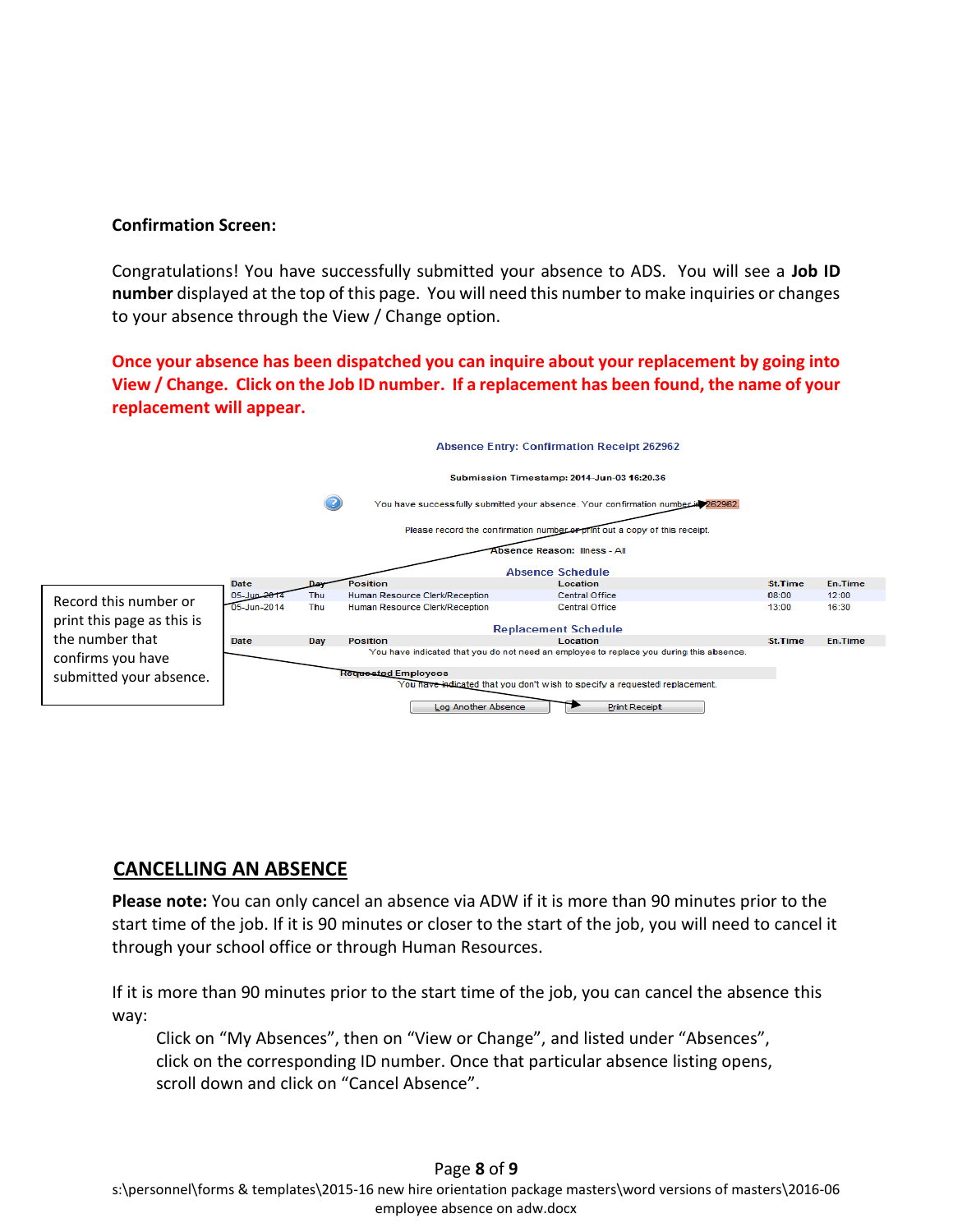**Confirmation Screen:**

Congratulations! You have successfully submitted your absence to ADS. You will see a **Job ID number** displayed at the top of this page. You will need this number to make inquiries or changes to your absence through the View / Change option.

**Once your absence has been dispatched you can inquire about your replacement by going into View / Change. Click on the Job ID number. If a replacement has been found, the name of your replacement will appear.**

Absence Entry: Confirmation Receipt 262962

Submission Timestamp: 2014-Jun-03 16:20:36

You have successfully submitted your absence. Your confirmation number is 262962

Please record the confirmation number or print out a copy of this receipt.

Absence Reason: Illness - All

Absence Schedule

| Date | Day | Position | Location | St.Time | En.Time |
|---|---|---|---|---|---|
| 05-Jun-2014 | Thu | Human Resource Clerk/Reception | Central Office | 08:00 | 12:00 |
| 05-Jun-2014 | Thu | Human Resource Clerk/Reception | Central Office | 13:00 | 16:30 |

Replacement Schedule

| Date | Day | Position | Location | St.Time | En.Time |
|---|---|---|---|---|---|

You have indicated that you do not need an employee to replace you during this absence.

Requested Employees

You have indicated that you don't wish to specify a requested replacement.

Log Another Absence | Print Receipt

Record this number or print this page as this is the number that confirms you have submitted your absence.

## CANCELLING AN ABSENCE

**Please note:** You can only cancel an absence via ADW if it is more than 90 minutes prior to the start time of the job. If it is 90 minutes or closer to the start of the job, you will need to cancel it through your school office or through Human Resources.

If it is more than 90 minutes prior to the start time of the job, you can cancel the absence this way:

> Click on “My Absences”, then on “View or Change”, and listed under “Absences”, click on the corresponding ID number. Once that particular absence listing opens, scroll down and click on “Cancel Absence”.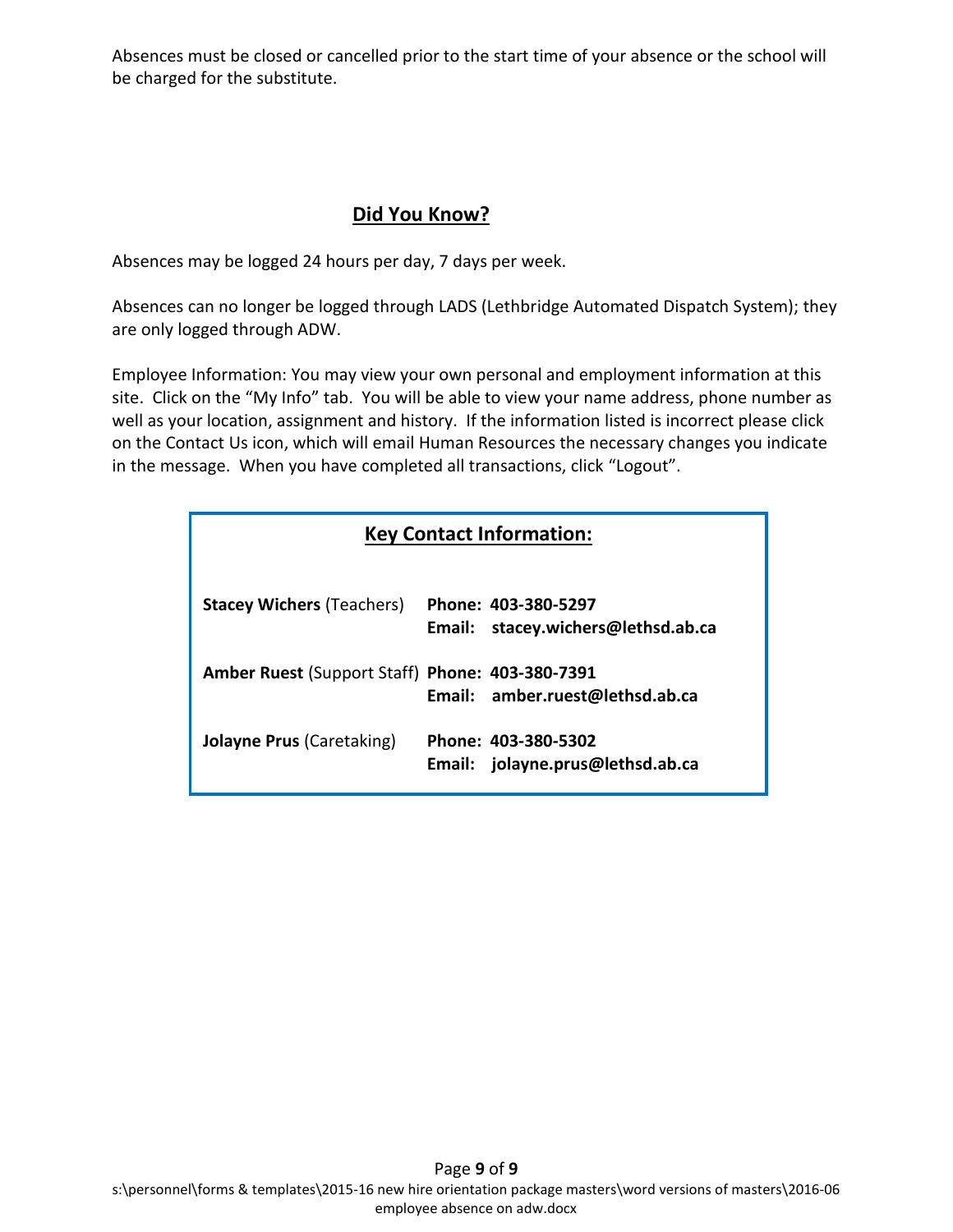Absences must be closed or cancelled prior to the start time of your absence or the school will be charged for the substitute.

## Did You Know?

Absences may be logged 24 hours per day, 7 days per week.

Absences can no longer be logged through LADS (Lethbridge Automated Dispatch System); they are only logged through ADW.

Employee Information: You may view your own personal and employment information at this site. Click on the "My Info" tab. You will be able to view your name address, phone number as well as your location, assignment and history. If the information listed is incorrect please click on the Contact Us icon, which will email Human Resources the necessary changes you indicate in the message. When you have completed all transactions, click "Logout".

## Key Contact Information:

| | |
|---|---|
| **Stacey Wichers** (Teachers) | **Phone: 403-380-5297**<br>**Email: stacey.wichers@lethsd.ab.ca** |
| **Amber Ruest** (Support Staff) | **Phone: 403-380-7391**<br>**Email: amber.ruest@lethsd.ab.ca** |
| **Jolayne Prus** (Caretaking) | **Phone: 403-380-5302**<br>**Email: jolayne.prus@lethsd.ab.ca** |